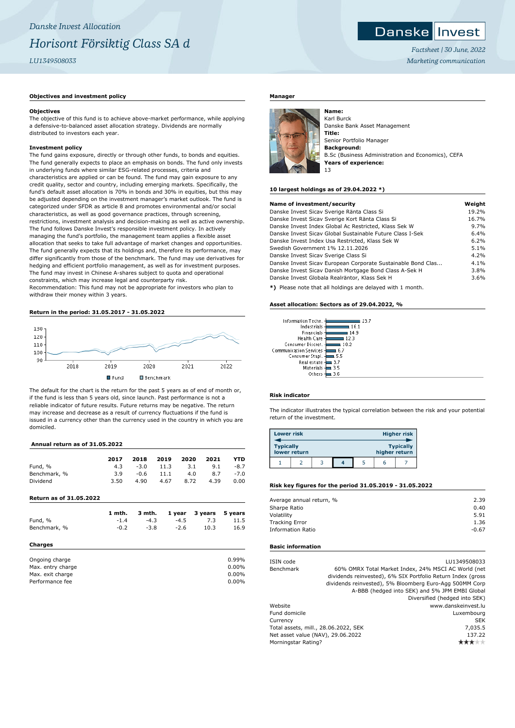*Danske Invest Allocation*

# *Horisont Försiktig Class SA d*

*LU1349508033*

Danske Invest

*Factsheet | 30 June, 2022*

*Marketing communication*

## Objectives and investment policy

### Objectives

The objective of this fund is to achieve above-market performance, while applying a defensive-to-balanced asset allocation strategy. Dividends are normally distributed to investors each year.

### Investment policy

The fund gains exposure, directly or through other funds, to bonds and equities. The fund generally expects to place an emphasis on bonds. The fund only invests in underlying funds where similar ESG-related processes, criteria and characteristics are applied or can be found. The fund may gain exposure to any credit quality, sector and country, including emerging markets. Specifically, the fund's default asset allocation is 70% in bonds and 30% in equities, but this may be adjusted depending on the investment manager's market outlook. The fund is categorized under SFDR as article 8 and promotes environmental and/or social characteristics, as well as good governance practices, through screening, restrictions, investment analysis and decision-making as well as active ownership. The fund follows Danske Invest's responsible investment policy. In actively managing the fund's portfolio, the management team applies a flexible asset allocation that seeks to take full advantage of market changes and opportunities. The fund generally expects that its holdings and, therefore its performance, may differ significantly from those of the benchmark. The fund may use derivatives for hedging and efficient portfolio management, as well as for investment purposes. The fund may invest in Chinese A-shares subject to quota and operational constraints, which may increase legal and counterparty risk.
Recommendation: This fund may not be appropriate for investors who plan to withdraw their money within 3 years.

## Return in the period: 31.05.2017 - 31.05.2022

Fund | Benchmark

The default for the chart is the return for the past 5 years as of end of month or, if the fund is less than 5 years old, since launch. Past performance is not a reliable indicator of future results. Future returns may be negative. The return may increase and decrease as a result of currency fluctuations if the fund is issued in a currency other than the currency used in the country in which you are domiciled.

## Annual return as of 31.05.2022

| | 2017 | 2018 | 2019 | 2020 | 2021 | YTD |
|---|---|---|---|---|---|---|
| Fund, % | 4.3 | -3.0 | 11.3 | 3.1 | 9.1 | -8.7 |
| Benchmark, % | 3.9 | -0.6 | 11.1 | 4.0 | 8.7 | -7.0 |
| Dividend | 3.50 | 4.90 | 4.67 | 8.72 | 4.39 | 0.00 |

## Return as of 31.05.2022

| | 1 mth. | 3 mth. | 1 year | 3 years | 5 years |
|---|---|---|---|---|---|
| Fund, % | -1.4 | -4.3 | -4.5 | 7.3 | 11.5 |
| Benchmark, % | -0.2 | -3.8 | -2.6 | 10.3 | 16.9 |

## Charges

| | |
|---|---|
| Ongoing charge | 0.99% |
| Max. entry charge | 0.00% |
| Max. exit charge | 0.00% |
| Performance fee | 0.00% |

## Manager

**Name:**
Karl Burck
Danske Bank Asset Management
**Title:**
Senior Portfolio Manager
**Background:**
B.Sc (Business Administration and Economics), CEFA
**Years of experience:**
13

## 10 largest holdings as of 29.04.2022 *)

| Name of investment/security | Weight |
|---|---|
| Danske Invest Sicav Sverige Ränta Class Si | 19.2% |
| Danske Invest Sicav Sverige Kort Ränta Class Si | 16.7% |
| Danske Invest Index Global Ac Restricted, Klass Sek W | 9.7% |
| Danske Invest Sicav Global Sustainable Future Class I-Sek | 6.4% |
| Danske Invest Index Usa Restricted, Klass Sek W | 6.2% |
| Swedish Government 1% 12.11.2026 | 5.1% |
| Danske Invest Sicav Sverige Class Si | 4.2% |
| Danske Invest Sicav European Corporate Sustainable Bond Clas... | 4.1% |
| Danske Invest Sicav Danish Mortgage Bond Class A-Sek H | 3.8% |
| Danske Invest Globala Realräntor, Klass Sek H | 3.6% |

*) Please note that all holdings are delayed with 1 month.

## Asset allocation: Sectors as of 29.04.2022, %

| Sector | % |
|---|---|
| Information Techn. | 23.7 |
| Industrials | 16.1 |
| Financials | 14.9 |
| Health Care | 12.3 |
| Consumer Discret. | 10.2 |
| Communication Services | 6.7 |
| Consumer Stapl. | 5.5 |
| Real estate | 3.7 |
| Materials | 3.5 |
| Others | 3.6 |

## Risk indicator

The indicator illustrates the typical correlation between the risk and your potential return of the investment.

Lower risk — Higher risk
Typically lower return — Typically higher return

| 1 | 2 | 3 | **4** | 5 | 6 | 7 |
|---|---|---|---|---|---|---|

## Risk key figures for the period 31.05.2019 - 31.05.2022

| | |
|---|---|
| Average annual return, % | 2.39 |
| Sharpe Ratio | 0.40 |
| Volatility | 5.91 |
| Tracking Error | 1.36 |
| Information Ratio | -0.67 |

## Basic information

| | |
|---|---|
| ISIN code | LU1349508033 |
| Benchmark | 60% OMRX Total Market Index, 24% MSCI AC World (net dividends reinvested), 6% SIX Portfolio Return Index (gross dividends reinvested), 5% Bloomberg Euro-Agg 500MM Corp A-BBB (hedged into SEK) and 5% JPM EMBI Global Diversified (hedged into SEK) |
| Website | www.danskeinvest.lu |
| Fund domicile | Luxembourg |
| Currency | SEK |
| Total assets, mill., 28.06.2022, SEK | 7,035.5 |
| Net asset value (NAV), 29.06.2022 | 137.22 |
| Morningstar Rating? | ★★★☆☆ |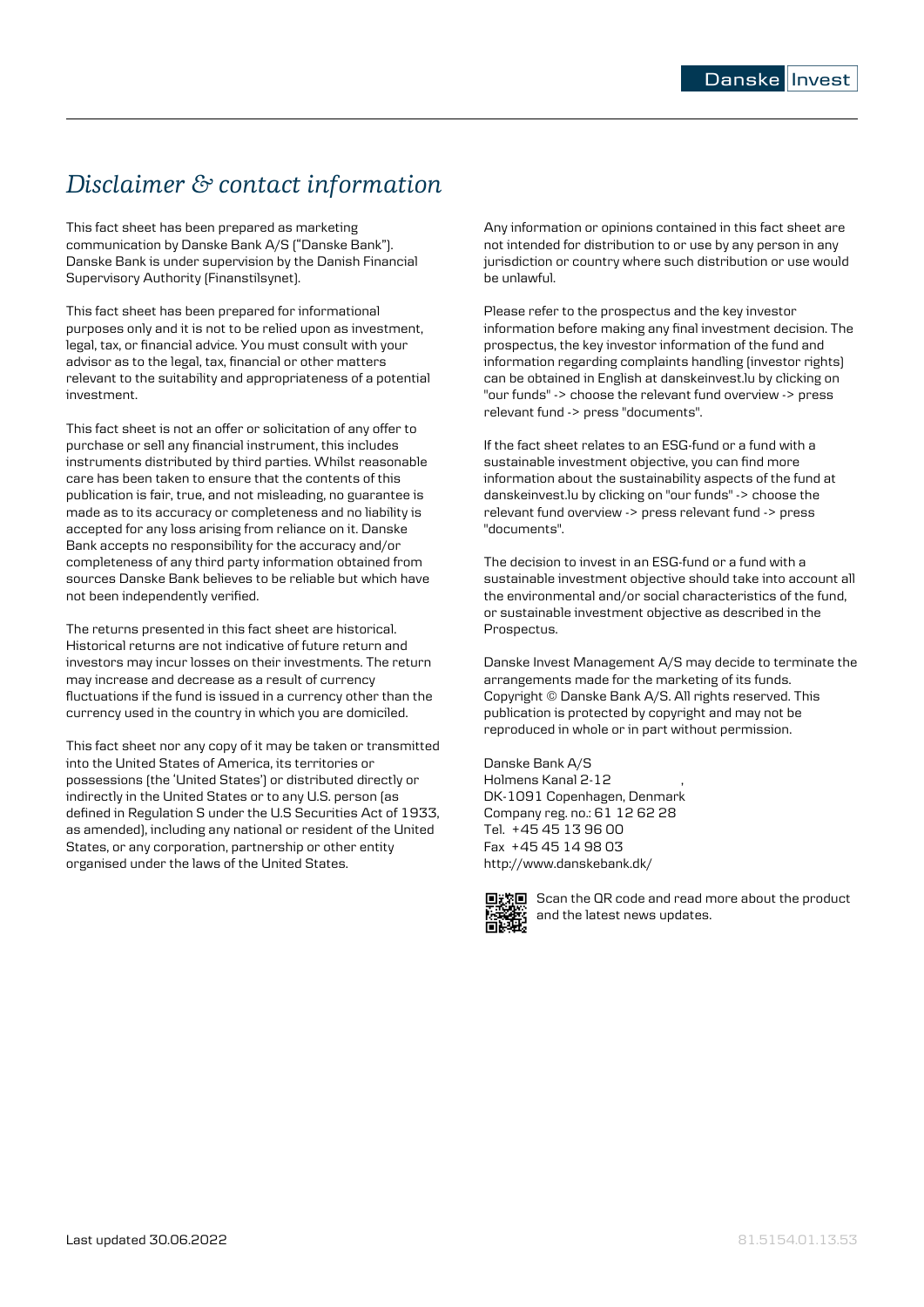# *Disclaimer & contact information*

This fact sheet has been prepared as marketing communication by Danske Bank A/S ("Danske Bank"). Danske Bank is under supervision by the Danish Financial Supervisory Authority (Finanstilsynet).

This fact sheet has been prepared for informational purposes only and it is not to be relied upon as investment, legal, tax, or financial advice. You must consult with your advisor as to the legal, tax, financial or other matters relevant to the suitability and appropriateness of a potential investment.

This fact sheet is not an offer or solicitation of any offer to purchase or sell any financial instrument, this includes instruments distributed by third parties. Whilst reasonable care has been taken to ensure that the contents of this publication is fair, true, and not misleading, no guarantee is made as to its accuracy or completeness and no liability is accepted for any loss arising from reliance on it. Danske Bank accepts no responsibility for the accuracy and/or completeness of any third party information obtained from sources Danske Bank believes to be reliable but which have not been independently verified.

The returns presented in this fact sheet are historical. Historical returns are not indicative of future return and investors may incur losses on their investments. The return may increase and decrease as a result of currency fluctuations if the fund is issued in a currency other than the currency used in the country in which you are domiciled.

This fact sheet nor any copy of it may be taken or transmitted into the United States of America, its territories or possessions (the 'United States') or distributed directly or indirectly in the United States or to any U.S. person (as defined in Regulation S under the U.S Securities Act of 1933, as amended), including any national or resident of the United States, or any corporation, partnership or other entity organised under the laws of the United States.

Any information or opinions contained in this fact sheet are not intended for distribution to or use by any person in any jurisdiction or country where such distribution or use would be unlawful.

Please refer to the prospectus and the key investor information before making any final investment decision. The prospectus, the key investor information of the fund and information regarding complaints handling (investor rights) can be obtained in English at danskeinvest.lu by clicking on "our funds" -> choose the relevant fund overview -> press relevant fund -> press "documents".

If the fact sheet relates to an ESG-fund or a fund with a sustainable investment objective, you can find more information about the sustainability aspects of the fund at danskeinvest.lu by clicking on "our funds" -> choose the relevant fund overview -> press relevant fund -> press "documents".

The decision to invest in an ESG-fund or a fund with a sustainable investment objective should take into account all the environmental and/or social characteristics of the fund, or sustainable investment objective as described in the Prospectus.

Danske Invest Management A/S may decide to terminate the arrangements made for the marketing of its funds. Copyright © Danske Bank A/S. All rights reserved. This publication is protected by copyright and may not be reproduced in whole or in part without permission.

Danske Bank A/S
Holmens Kanal 2-12
DK-1091 Copenhagen, Denmark
Company reg. no.: 61 12 62 28
Tel. +45 45 13 96 00
Fax +45 45 14 98 03
http://www.danskebank.dk/

Scan the QR code and read more about the product and the latest news updates.

Last updated 30.06.2022

81.5154.01.13.53